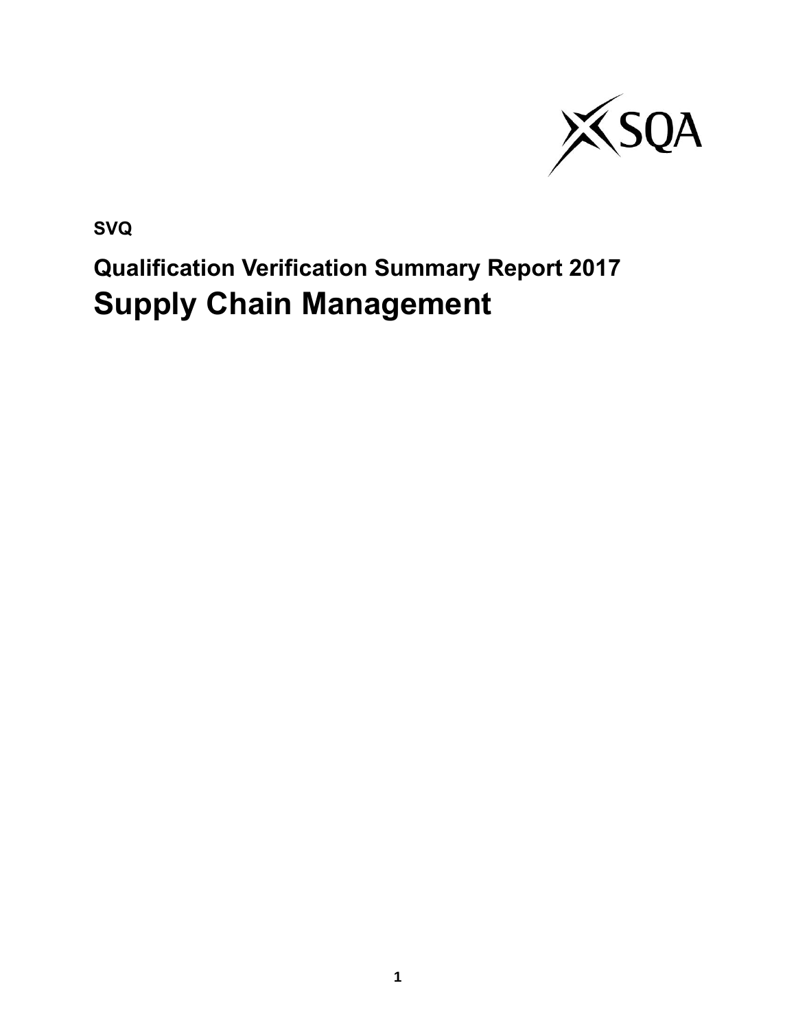SQA

**SVQ**

## Qualification Verification Summary Report 2017

# Supply Chain Management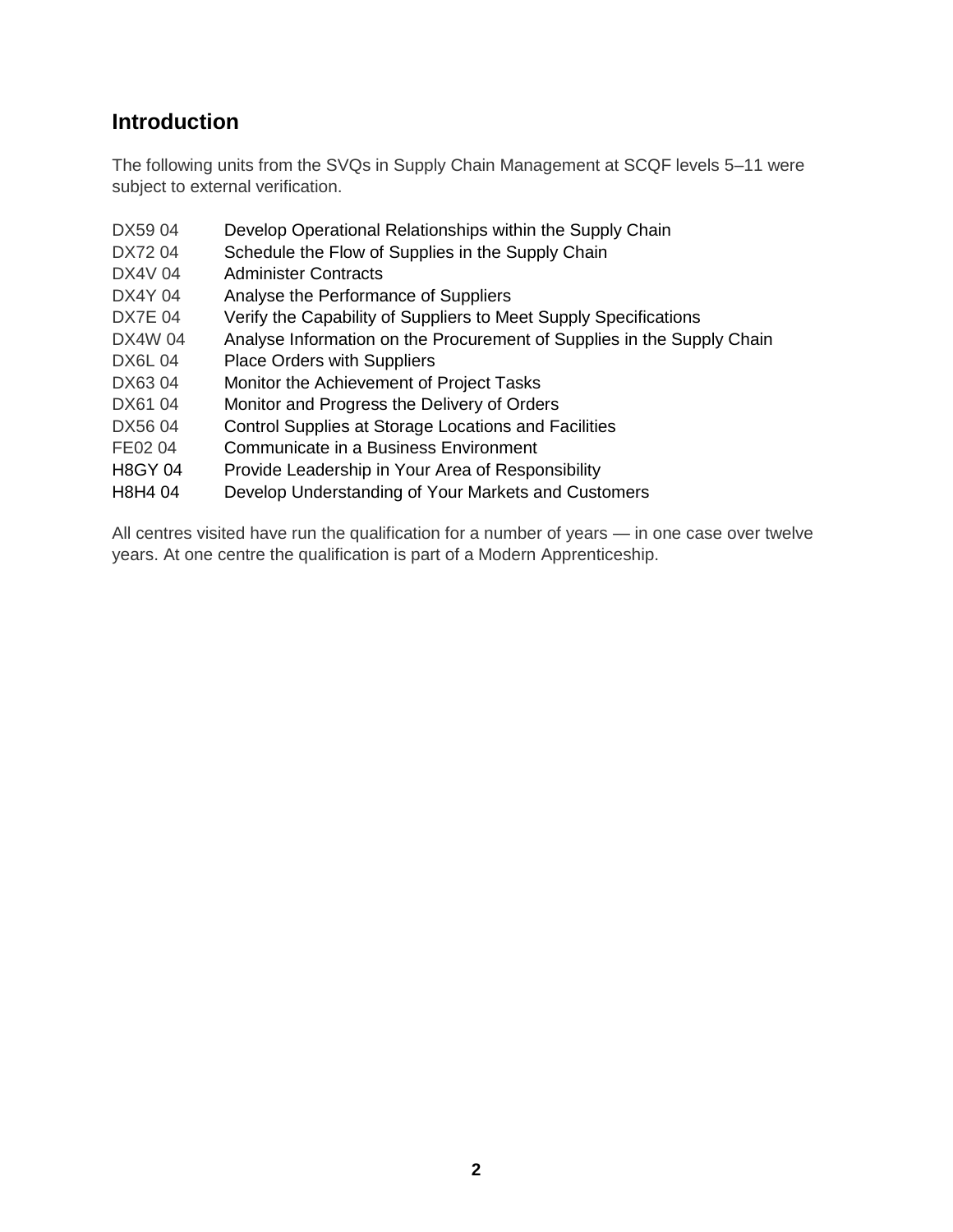## Introduction

The following units from the SVQs in Supply Chain Management at SCQF levels 5–11 were subject to external verification.

| | |
|---|---|
| DX59 04 | Develop Operational Relationships within the Supply Chain |
| DX72 04 | Schedule the Flow of Supplies in the Supply Chain |
| DX4V 04 | Administer Contracts |
| DX4Y 04 | Analyse the Performance of Suppliers |
| DX7E 04 | Verify the Capability of Suppliers to Meet Supply Specifications |
| DX4W 04 | Analyse Information on the Procurement of Supplies in the Supply Chain |
| DX6L 04 | Place Orders with Suppliers |
| DX63 04 | Monitor the Achievement of Project Tasks |
| DX61 04 | Monitor and Progress the Delivery of Orders |
| DX56 04 | Control Supplies at Storage Locations and Facilities |
| FE02 04 | Communicate in a Business Environment |
| H8GY 04 | Provide Leadership in Your Area of Responsibility |
| H8H4 04 | Develop Understanding of Your Markets and Customers |

All centres visited have run the qualification for a number of years — in one case over twelve years. At one centre the qualification is part of a Modern Apprenticeship.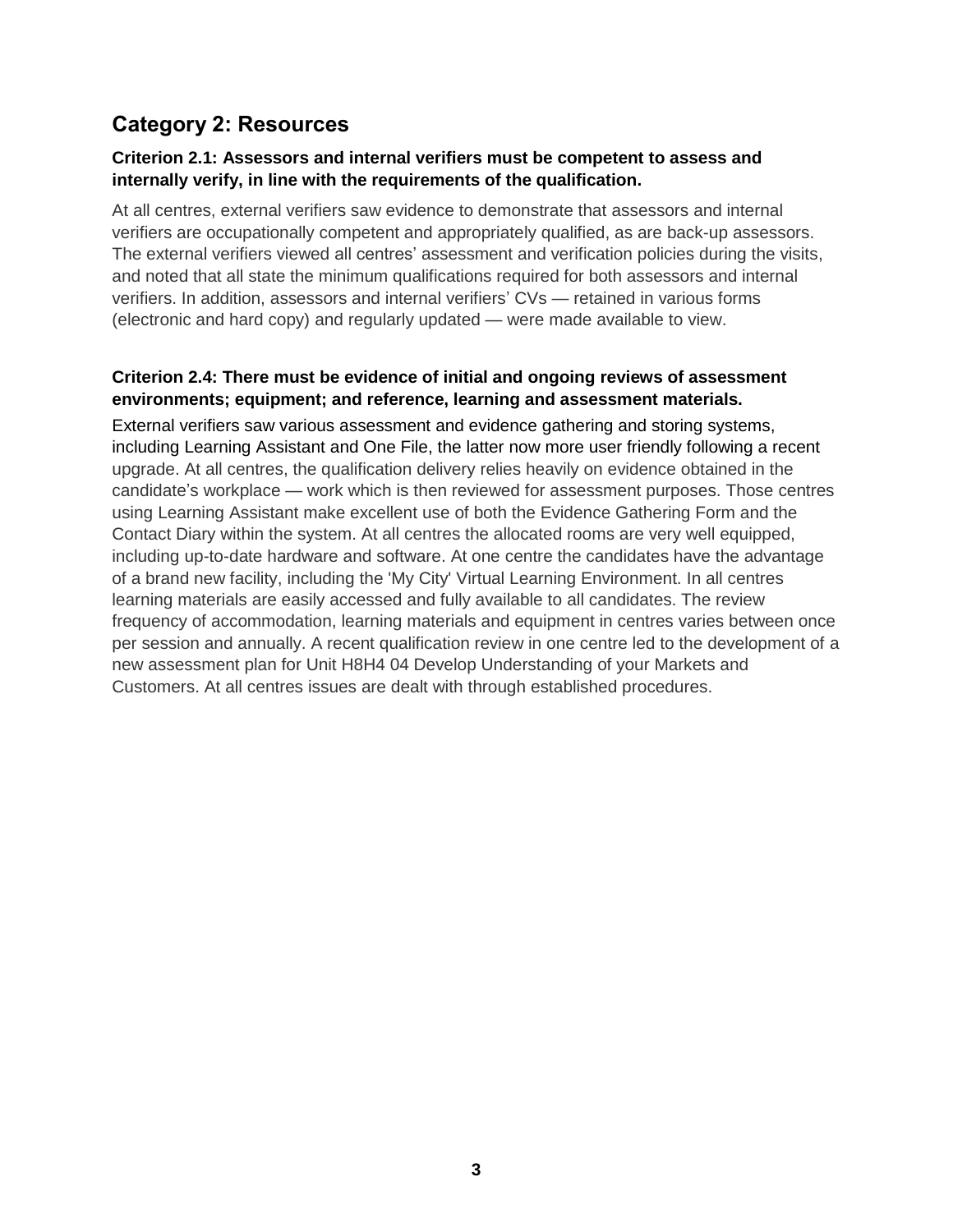## Category 2: Resources

### Criterion 2.1: Assessors and internal verifiers must be competent to assess and internally verify, in line with the requirements of the qualification.

At all centres, external verifiers saw evidence to demonstrate that assessors and internal verifiers are occupationally competent and appropriately qualified, as are back-up assessors. The external verifiers viewed all centres' assessment and verification policies during the visits, and noted that all state the minimum qualifications required for both assessors and internal verifiers. In addition, assessors and internal verifiers' CVs — retained in various forms (electronic and hard copy) and regularly updated — were made available to view.

### Criterion 2.4: There must be evidence of initial and ongoing reviews of assessment environments; equipment; and reference, learning and assessment materials.

External verifiers saw various assessment and evidence gathering and storing systems, including Learning Assistant and One File, the latter now more user friendly following a recent upgrade. At all centres, the qualification delivery relies heavily on evidence obtained in the candidate's workplace — work which is then reviewed for assessment purposes. Those centres using Learning Assistant make excellent use of both the Evidence Gathering Form and the Contact Diary within the system. At all centres the allocated rooms are very well equipped, including up-to-date hardware and software. At one centre the candidates have the advantage of a brand new facility, including the 'My City' Virtual Learning Environment. In all centres learning materials are easily accessed and fully available to all candidates. The review frequency of accommodation, learning materials and equipment in centres varies between once per session and annually. A recent qualification review in one centre led to the development of a new assessment plan for Unit H8H4 04 Develop Understanding of your Markets and Customers. At all centres issues are dealt with through established procedures.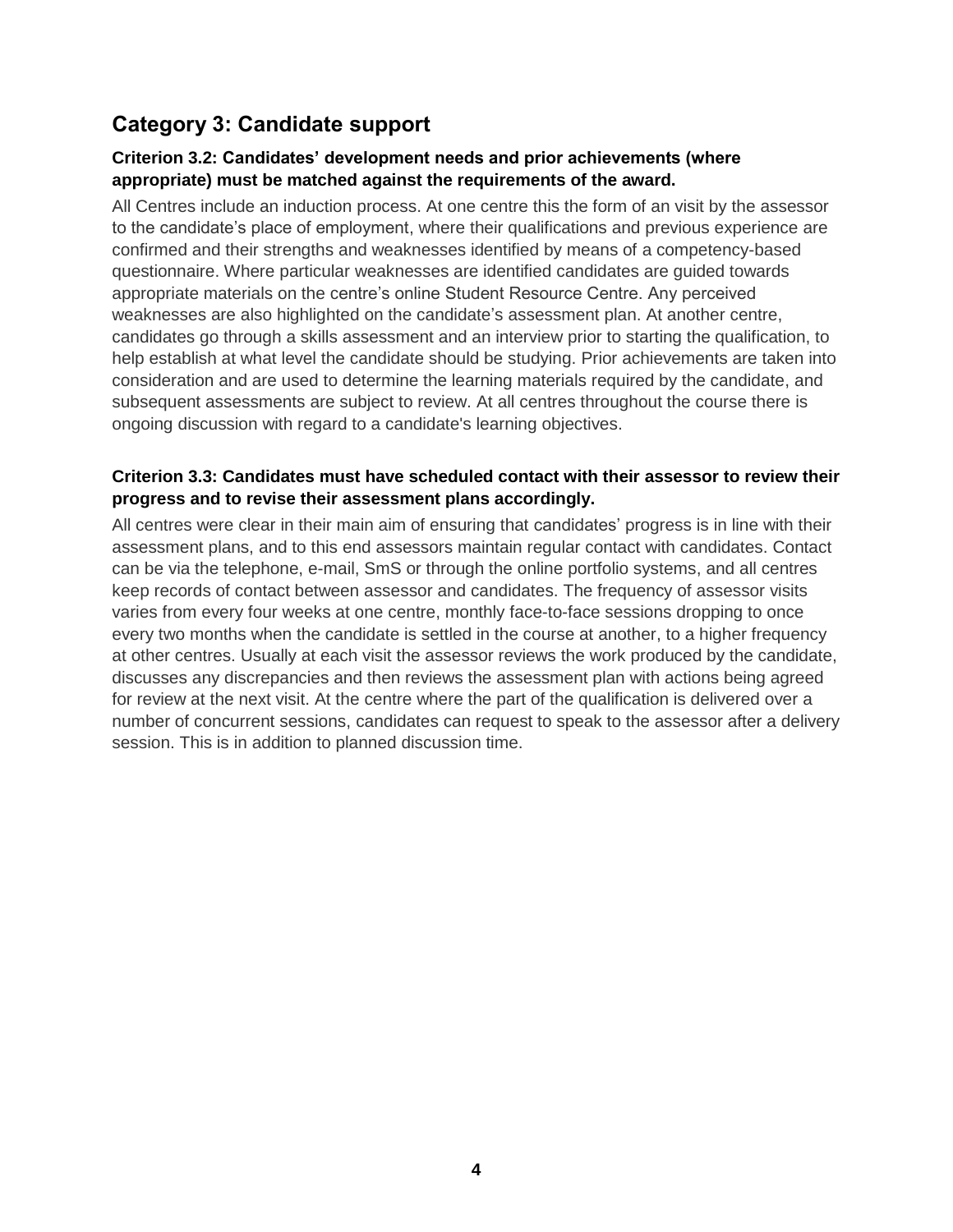## Category 3: Candidate support

### Criterion 3.2: Candidates' development needs and prior achievements (where appropriate) must be matched against the requirements of the award.

All Centres include an induction process. At one centre this the form of an visit by the assessor to the candidate's place of employment, where their qualifications and previous experience are confirmed and their strengths and weaknesses identified by means of a competency-based questionnaire. Where particular weaknesses are identified candidates are guided towards appropriate materials on the centre's online Student Resource Centre. Any perceived weaknesses are also highlighted on the candidate's assessment plan. At another centre, candidates go through a skills assessment and an interview prior to starting the qualification, to help establish at what level the candidate should be studying. Prior achievements are taken into consideration and are used to determine the learning materials required by the candidate, and subsequent assessments are subject to review. At all centres throughout the course there is ongoing discussion with regard to a candidate's learning objectives.

### Criterion 3.3: Candidates must have scheduled contact with their assessor to review their progress and to revise their assessment plans accordingly.

All centres were clear in their main aim of ensuring that candidates' progress is in line with their assessment plans, and to this end assessors maintain regular contact with candidates. Contact can be via the telephone, e-mail, SmS or through the online portfolio systems, and all centres keep records of contact between assessor and candidates. The frequency of assessor visits varies from every four weeks at one centre, monthly face-to-face sessions dropping to once every two months when the candidate is settled in the course at another, to a higher frequency at other centres. Usually at each visit the assessor reviews the work produced by the candidate, discusses any discrepancies and then reviews the assessment plan with actions being agreed for review at the next visit. At the centre where the part of the qualification is delivered over a number of concurrent sessions, candidates can request to speak to the assessor after a delivery session. This is in addition to planned discussion time.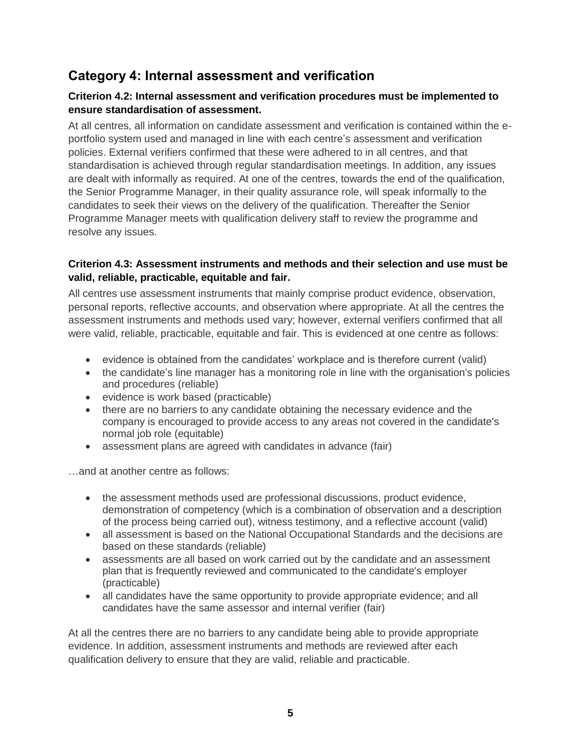## Category 4: Internal assessment and verification

### Criterion 4.2: Internal assessment and verification procedures must be implemented to ensure standardisation of assessment.

At all centres, all information on candidate assessment and verification is contained within the e-portfolio system used and managed in line with each centre's assessment and verification policies. External verifiers confirmed that these were adhered to in all centres, and that standardisation is achieved through regular standardisation meetings. In addition, any issues are dealt with informally as required. At one of the centres, towards the end of the qualification, the Senior Programme Manager, in their quality assurance role, will speak informally to the candidates to seek their views on the delivery of the qualification. Thereafter the Senior Programme Manager meets with qualification delivery staff to review the programme and resolve any issues.

### Criterion 4.3: Assessment instruments and methods and their selection and use must be valid, reliable, practicable, equitable and fair.

All centres use assessment instruments that mainly comprise product evidence, observation, personal reports, reflective accounts, and observation where appropriate. At all the centres the assessment instruments and methods used vary; however, external verifiers confirmed that all were valid, reliable, practicable, equitable and fair. This is evidenced at one centre as follows:

- evidence is obtained from the candidates' workplace and is therefore current (valid)
- the candidate's line manager has a monitoring role in line with the organisation's policies and procedures (reliable)
- evidence is work based (practicable)
- there are no barriers to any candidate obtaining the necessary evidence and the company is encouraged to provide access to any areas not covered in the candidate's normal job role (equitable)
- assessment plans are agreed with candidates in advance (fair)

…and at another centre as follows:

- the assessment methods used are professional discussions, product evidence, demonstration of competency (which is a combination of observation and a description of the process being carried out), witness testimony, and a reflective account (valid)
- all assessment is based on the National Occupational Standards and the decisions are based on these standards (reliable)
- assessments are all based on work carried out by the candidate and an assessment plan that is frequently reviewed and communicated to the candidate's employer (practicable)
- all candidates have the same opportunity to provide appropriate evidence; and all candidates have the same assessor and internal verifier (fair)

At all the centres there are no barriers to any candidate being able to provide appropriate evidence. In addition, assessment instruments and methods are reviewed after each qualification delivery to ensure that they are valid, reliable and practicable.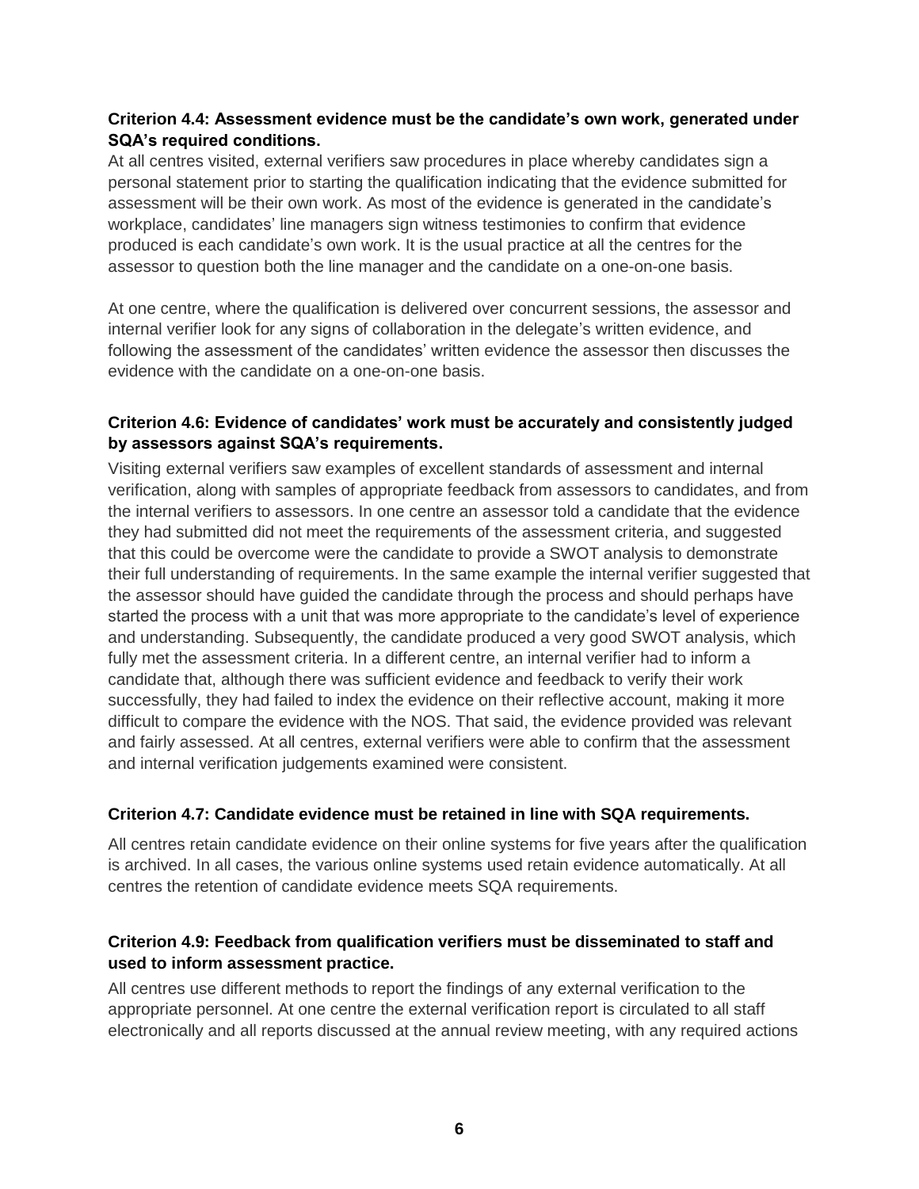### Criterion 4.4: Assessment evidence must be the candidate's own work, generated under SQA's required conditions.

At all centres visited, external verifiers saw procedures in place whereby candidates sign a personal statement prior to starting the qualification indicating that the evidence submitted for assessment will be their own work. As most of the evidence is generated in the candidate's workplace, candidates' line managers sign witness testimonies to confirm that evidence produced is each candidate's own work. It is the usual practice at all the centres for the assessor to question both the line manager and the candidate on a one-on-one basis.

At one centre, where the qualification is delivered over concurrent sessions, the assessor and internal verifier look for any signs of collaboration in the delegate's written evidence, and following the assessment of the candidates' written evidence the assessor then discusses the evidence with the candidate on a one-on-one basis.

### Criterion 4.6: Evidence of candidates' work must be accurately and consistently judged by assessors against SQA's requirements.

Visiting external verifiers saw examples of excellent standards of assessment and internal verification, along with samples of appropriate feedback from assessors to candidates, and from the internal verifiers to assessors. In one centre an assessor told a candidate that the evidence they had submitted did not meet the requirements of the assessment criteria, and suggested that this could be overcome were the candidate to provide a SWOT analysis to demonstrate their full understanding of requirements. In the same example the internal verifier suggested that the assessor should have guided the candidate through the process and should perhaps have started the process with a unit that was more appropriate to the candidate's level of experience and understanding. Subsequently, the candidate produced a very good SWOT analysis, which fully met the assessment criteria. In a different centre, an internal verifier had to inform a candidate that, although there was sufficient evidence and feedback to verify their work successfully, they had failed to index the evidence on their reflective account, making it more difficult to compare the evidence with the NOS. That said, the evidence provided was relevant and fairly assessed. At all centres, external verifiers were able to confirm that the assessment and internal verification judgements examined were consistent.

### Criterion 4.7: Candidate evidence must be retained in line with SQA requirements.

All centres retain candidate evidence on their online systems for five years after the qualification is archived. In all cases, the various online systems used retain evidence automatically. At all centres the retention of candidate evidence meets SQA requirements.

### Criterion 4.9: Feedback from qualification verifiers must be disseminated to staff and used to inform assessment practice.

All centres use different methods to report the findings of any external verification to the appropriate personnel. At one centre the external verification report is circulated to all staff electronically and all reports discussed at the annual review meeting, with any required actions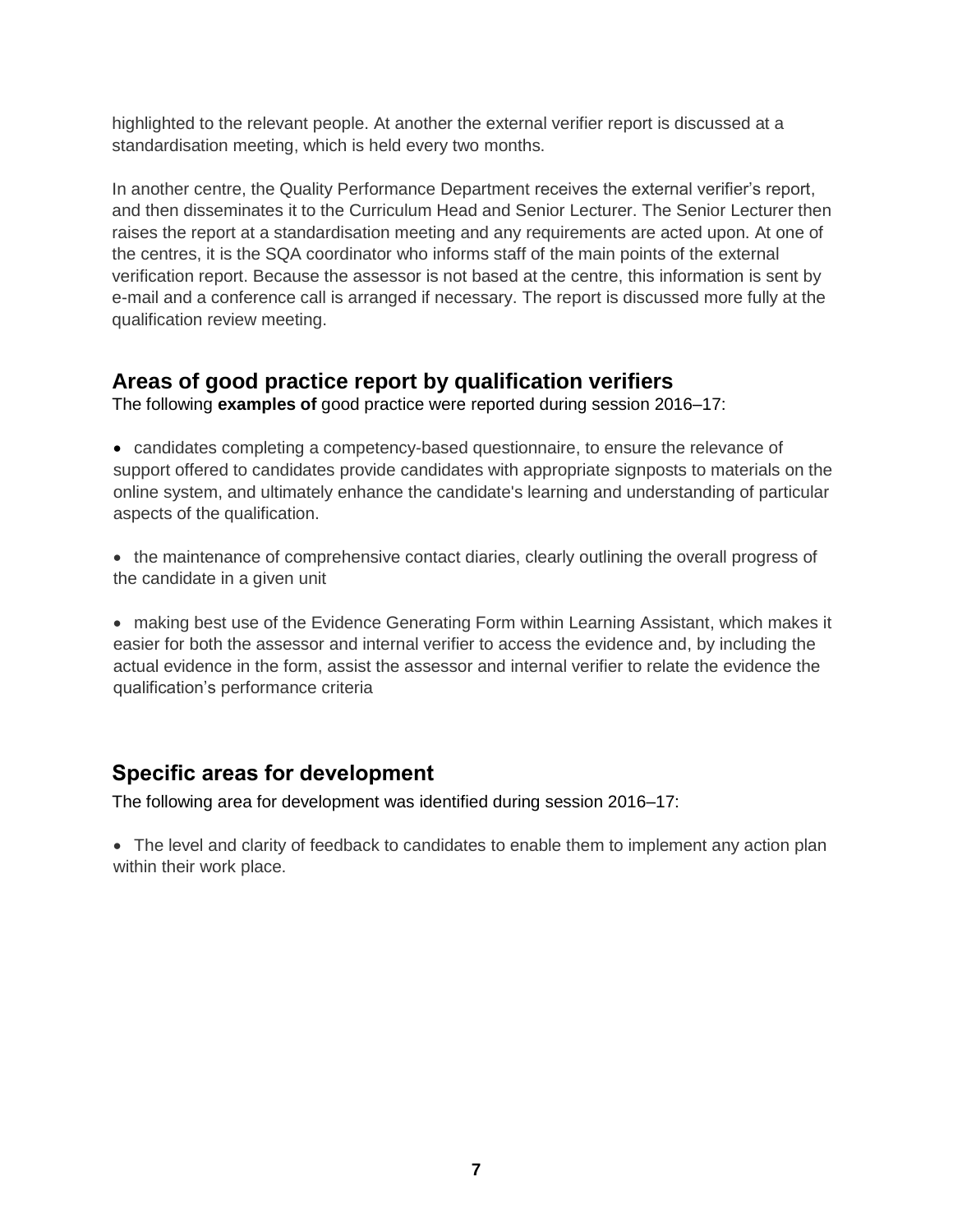highlighted to the relevant people. At another the external verifier report is discussed at a standardisation meeting, which is held every two months.

In another centre, the Quality Performance Department receives the external verifier's report, and then disseminates it to the Curriculum Head and Senior Lecturer. The Senior Lecturer then raises the report at a standardisation meeting and any requirements are acted upon. At one of the centres, it is the SQA coordinator who informs staff of the main points of the external verification report. Because the assessor is not based at the centre, this information is sent by e-mail and a conference call is arranged if necessary. The report is discussed more fully at the qualification review meeting.

## Areas of good practice report by qualification verifiers

The following **examples of** good practice were reported during session 2016–17:

- candidates completing a competency-based questionnaire, to ensure the relevance of support offered to candidates provide candidates with appropriate signposts to materials on the online system, and ultimately enhance the candidate's learning and understanding of particular aspects of the qualification.

- the maintenance of comprehensive contact diaries, clearly outlining the overall progress of the candidate in a given unit

- making best use of the Evidence Generating Form within Learning Assistant, which makes it easier for both the assessor and internal verifier to access the evidence and, by including the actual evidence in the form, assist the assessor and internal verifier to relate the evidence the qualification's performance criteria

## Specific areas for development

The following area for development was identified during session 2016–17:

- The level and clarity of feedback to candidates to enable them to implement any action plan within their work place.